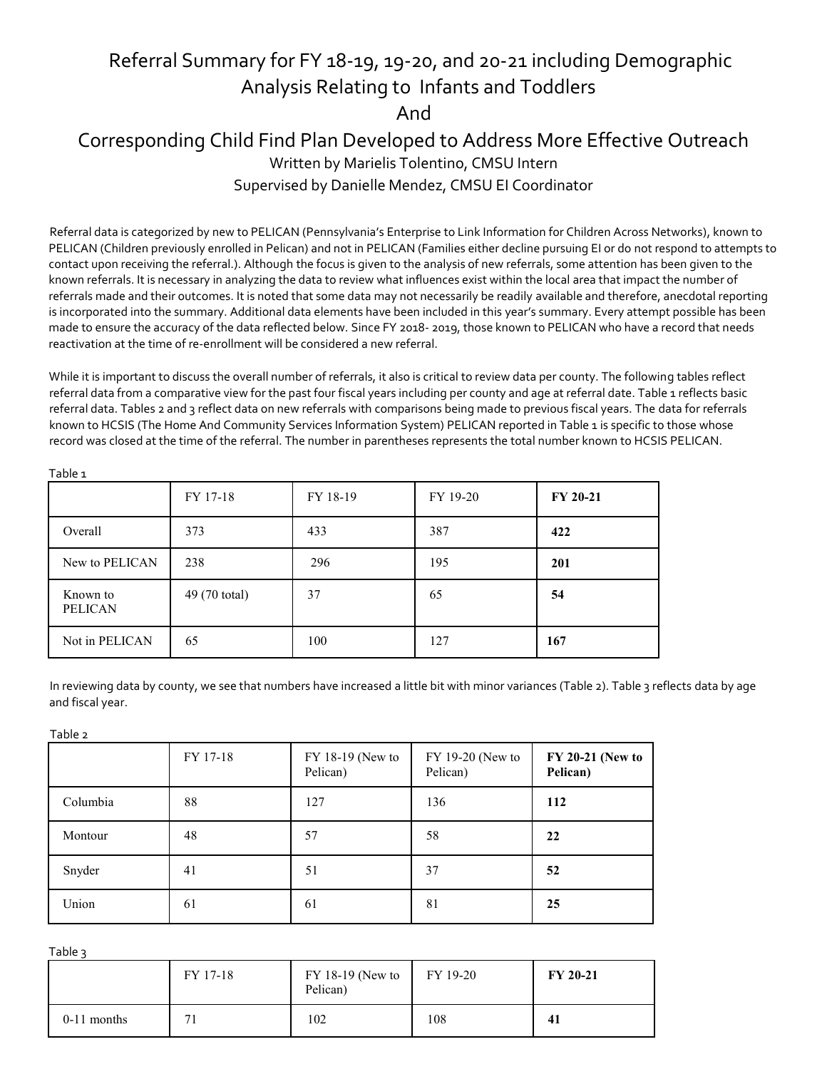# Referral Summary for FY 18-19, 19-20, and 20-21 including Demographic Analysis Relating to Infants and Toddlers

# And

# Corresponding Child Find Plan Developed to Address More Effective Outreach

Written by Marielis Tolentino, CMSU Intern

Supervised by Danielle Mendez, CMSU EI Coordinator

Referral data is categorized by new to PELICAN (Pennsylvania's Enterprise to Link Information for Children Across Networks), known to PELICAN (Children previously enrolled in Pelican) and not in PELICAN (Families either decline pursuing EI or do not respond to attempts to contact upon receiving the referral.). Although the focus is given to the analysis of new referrals, some attention has been given to the known referrals. It is necessary in analyzing the data to review what influences exist within the local area that impact the number of referrals made and their outcomes. It is noted that some data may not necessarily be readily available and therefore, anecdotal reporting is incorporated into the summary. Additional data elements have been included in this year's summary. Every attempt possible has been made to ensure the accuracy of the data reflected below. Since FY 2018- 2019, those known to PELICAN who have a record that needs reactivation at the time of re-enrollment will be considered a new referral.

While it is important to discuss the overall number of referrals, it also is critical to review data per county. The following tables reflect referral data from a comparative view for the past four fiscal years including per county and age at referral date. Table 1 reflects basic referral data. Tables 2 and 3 reflect data on new referrals with comparisons being made to previous fiscal years. The data for referrals known to HCSIS (The Home And Community Services Information System) PELICAN reported in Table 1 is specific to those whose record was closed at the time of the referral. The number in parentheses represents the total number known to HCSIS PELICAN.

Table 1

| | FY 17-18 | FY 18-19 | FY 19-20 | **FY 20-21** |
|---|---|---|---|---|
| Overall | 373 | 433 | 387 | **422** |
| New to PELICAN | 238 | 296 | 195 | **201** |
| Known to PELICAN | 49 (70 total) | 37 | 65 | **54** |
| Not in PELICAN | 65 | 100 | 127 | **167** |

In reviewing data by county, we see that numbers have increased a little bit with minor variances (Table 2). Table 3 reflects data by age and fiscal year.

Table 2

| | FY 17-18 | FY 18-19 (New to Pelican) | FY 19-20 (New to Pelican) | **FY 20-21 (New to Pelican)** |
|---|---|---|---|---|
| Columbia | 88 | 127 | 136 | **112** |
| Montour | 48 | 57 | 58 | **22** |
| Snyder | 41 | 51 | 37 | **52** |
| Union | 61 | 61 | 81 | **25** |

Table 3

| | FY 17-18 | FY 18-19 (New to Pelican) | FY 19-20 | **FY 20-21** |
|---|---|---|---|---|
| 0-11 months | 71 | 102 | 108 | **41** |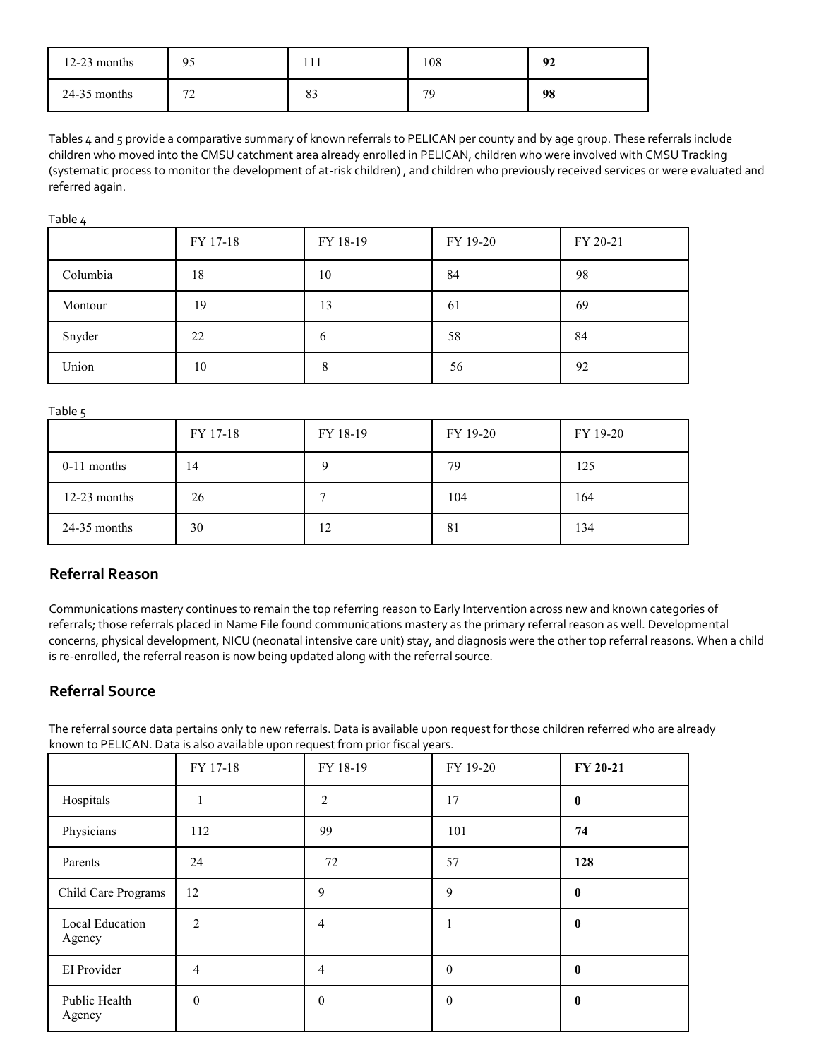| 12-23 months | 95 | 111 | 108 | **92** |
|---|---|---|---|---|
| 24-35 months | 72 | 83 | 79 | **98** |

Tables 4 and 5 provide a comparative summary of known referrals to PELICAN per county and by age group. These referrals include children who moved into the CMSU catchment area already enrolled in PELICAN, children who were involved with CMSU Tracking (systematic process to monitor the development of at-risk children) , and children who previously received services or were evaluated and referred again.

Table 4

| | FY 17-18 | FY 18-19 | FY 19-20 | FY 20-21 |
|---|---|---|---|---|
| Columbia | 18 | 10 | 84 | 98 |
| Montour | 19 | 13 | 61 | 69 |
| Snyder | 22 | 6 | 58 | 84 |
| Union | 10 | 8 | 56 | 92 |

Table 5

| | FY 17-18 | FY 18-19 | FY 19-20 | FY 19-20 |
|---|---|---|---|---|
| 0-11 months | 14 | 9 | 79 | 125 |
| 12-23 months | 26 | 7 | 104 | 164 |
| 24-35 months | 30 | 12 | 81 | 134 |

## Referral Reason

Communications mastery continues to remain the top referring reason to Early Intervention across new and known categories of referrals; those referrals placed in Name File found communications mastery as the primary referral reason as well. Developmental concerns, physical development, NICU (neonatal intensive care unit) stay, and diagnosis were the other top referral reasons. When a child is re-enrolled, the referral reason is now being updated along with the referral source.

## Referral Source

The referral source data pertains only to new referrals. Data is available upon request for those children referred who are already known to PELICAN. Data is also available upon request from prior fiscal years.

| | FY 17-18 | FY 18-19 | FY 19-20 | **FY 20-21** |
|---|---|---|---|---|
| Hospitals | 1 | 2 | 17 | **0** |
| Physicians | 112 | 99 | 101 | **74** |
| Parents | 24 | 72 | 57 | **128** |
| Child Care Programs | 12 | 9 | 9 | **0** |
| Local Education Agency | 2 | 4 | 1 | **0** |
| EI Provider | 4 | 4 | 0 | **0** |
| Public Health Agency | 0 | 0 | 0 | **0** |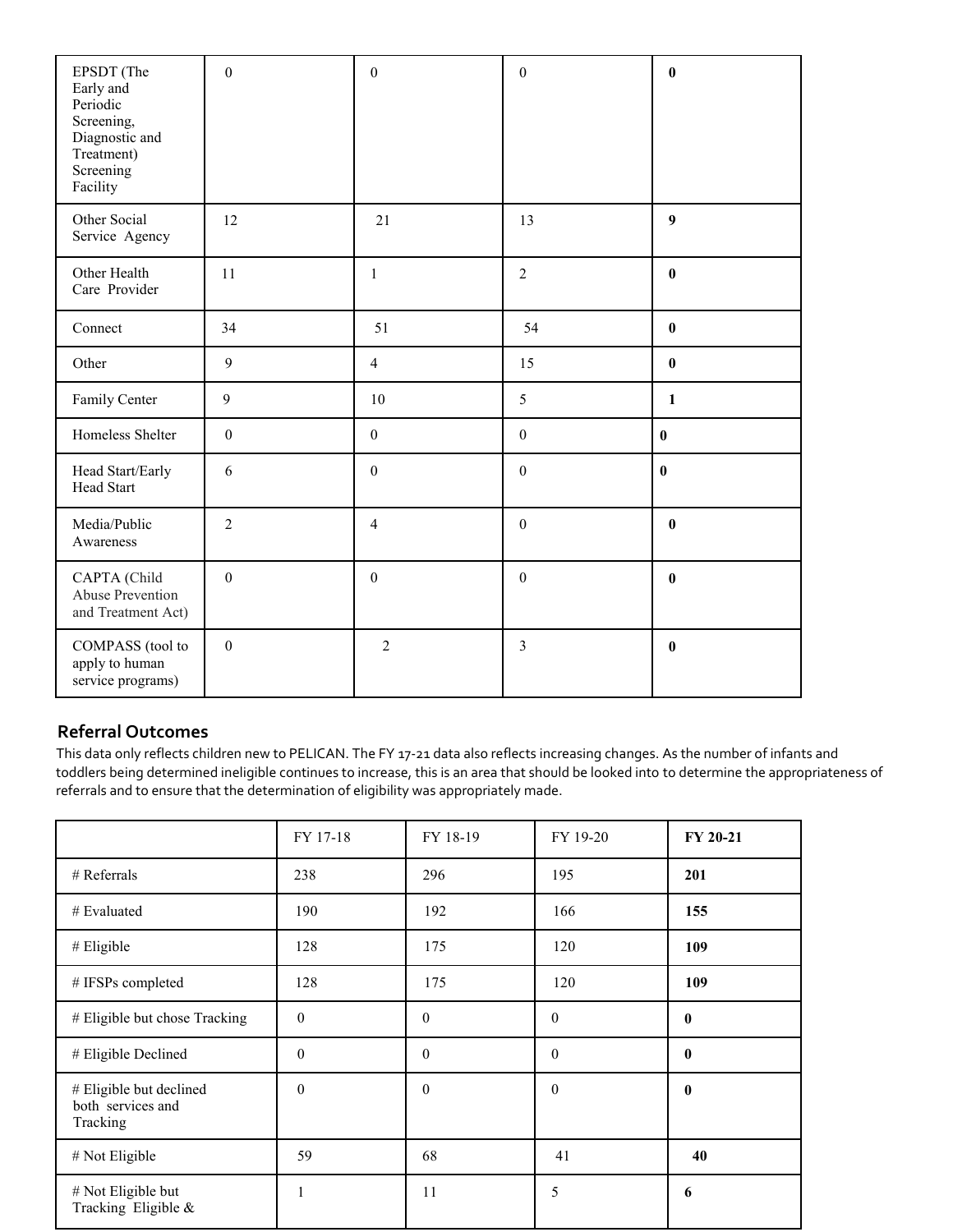| | | | | |
|---|---|---|---|---|
| EPSDT (The Early and Periodic Screening, Diagnostic and Treatment) Screening Facility | 0 | 0 | 0 | **0** |
| Other Social Service Agency | 12 | 21 | 13 | **9** |
| Other Health Care Provider | 11 | 1 | 2 | **0** |
| Connect | 34 | 51 | 54 | **0** |
| Other | 9 | 4 | 15 | **0** |
| Family Center | 9 | 10 | 5 | **1** |
| Homeless Shelter | 0 | 0 | 0 | **0** |
| Head Start/Early Head Start | 6 | 0 | 0 | **0** |
| Media/Public Awareness | 2 | 4 | 0 | **0** |
| CAPTA (Child Abuse Prevention and Treatment Act) | 0 | 0 | 0 | **0** |
| COMPASS (tool to apply to human service programs) | 0 | 2 | 3 | **0** |

## Referral Outcomes

This data only reflects children new to PELICAN. The FY 17-21 data also reflects increasing changes. As the number of infants and toddlers being determined ineligible continues to increase, this is an area that should be looked into to determine the appropriateness of referrals and to ensure that the determination of eligibility was appropriately made.

| | FY 17-18 | FY 18-19 | FY 19-20 | **FY 20-21** |
|---|---|---|---|---|
| # Referrals | 238 | 296 | 195 | **201** |
| # Evaluated | 190 | 192 | 166 | **155** |
| # Eligible | 128 | 175 | 120 | **109** |
| # IFSPs completed | 128 | 175 | 120 | **109** |
| # Eligible but chose Tracking | 0 | 0 | 0 | **0** |
| # Eligible Declined | 0 | 0 | 0 | **0** |
| # Eligible but declined both services and Tracking | 0 | 0 | 0 | **0** |
| # Not Eligible | 59 | 68 | 41 | **40** |
| # Not Eligible but Tracking Eligible & | 1 | 11 | 5 | **6** |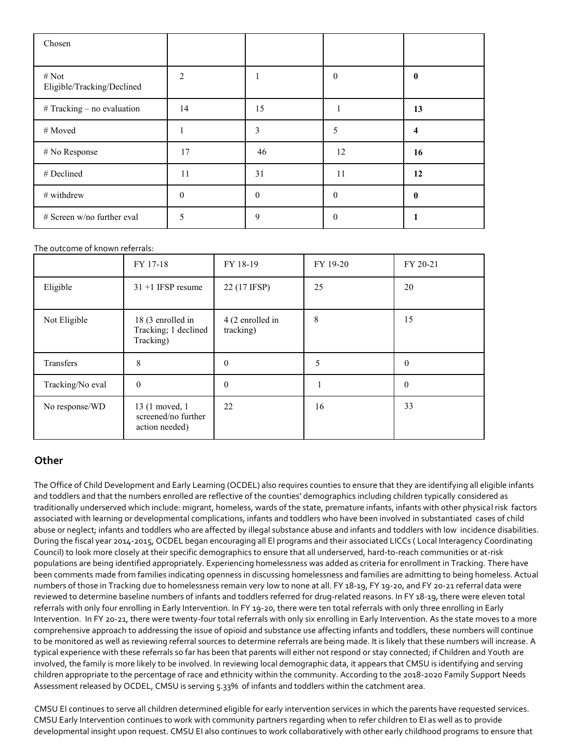| Chosen | | | | |
|---|---|---|---|---|
| # Not Eligible/Tracking/Declined | 2 | 1 | 0 | **0** |
| # Tracking – no evaluation | 14 | 15 | 1 | **13** |
| # Moved | 1 | 3 | 5 | **4** |
| # No Response | 17 | 46 | 12 | **16** |
| # Declined | 11 | 31 | 11 | **12** |
| # withdrew | 0 | 0 | 0 | **0** |
| # Screen w/no further eval | 5 | 9 | 0 | **1** |

The outcome of known referrals:

| | FY 17-18 | FY 18-19 | FY 19-20 | FY 20-21 |
|---|---|---|---|---|
| Eligible | 31 +1 IFSP resume | 22 (17 IFSP) | 25 | 20 |
| Not Eligible | 18 (3 enrolled in Tracking; 1 declined Tracking) | 4 (2 enrolled in tracking) | 8 | 15 |
| Transfers | 8 | 0 | 5 | 0 |
| Tracking/No eval | 0 | 0 | 1 | 0 |
| No response/WD | 13 (1 moved, 1 screened/no further action needed) | 22 | 16 | 33 |

## Other

The Office of Child Development and Early Learning (OCDEL) also requires counties to ensure that they are identifying all eligible infants and toddlers and that the numbers enrolled are reflective of the counties' demographics including children typically considered as traditionally underserved which include: migrant, homeless, wards of the state, premature infants, infants with other physical risk factors associated with learning or developmental complications, infants and toddlers who have been involved in substantiated cases of child abuse or neglect; infants and toddlers who are affected by illegal substance abuse and infants and toddlers with low incidence disabilities. During the fiscal year 2014-2015, OCDEL began encouraging all EI programs and their associated LICCs ( Local Interagency Coordinating Council) to look more closely at their specific demographics to ensure that all underserved, hard-to-reach communities or at-risk populations are being identified appropriately. Experiencing homelessness was added as criteria for enrollment in Tracking. There have been comments made from families indicating openness in discussing homelessness and families are admitting to being homeless. Actual numbers of those in Tracking due to homelessness remain very low to none at all. FY 18-19, FY 19-20, and FY 20-21 referral data were reviewed to determine baseline numbers of infants and toddlers referred for drug-related reasons. In FY 18-19, there were eleven total referrals with only four enrolling in Early Intervention. In FY 19-20, there were ten total referrals with only three enrolling in Early Intervention. In FY 20-21, there were twenty-four total referrals with only six enrolling in Early Intervention. As the state moves to a more comprehensive approach to addressing the issue of opioid and substance use affecting infants and toddlers, these numbers will continue to be monitored as well as reviewing referral sources to determine referrals are being made. It is likely that these numbers will increase. A typical experience with these referrals so far has been that parents will either not respond or stay connected; if Children and Youth are involved, the family is more likely to be involved. In reviewing local demographic data, it appears that CMSU is identifying and serving children appropriate to the percentage of race and ethnicity within the community. According to the 2018-2020 Family Support Needs Assessment released by OCDEL, CMSU is serving 5.33% of infants and toddlers within the catchment area.

CMSU EI continues to serve all children determined eligible for early intervention services in which the parents have requested services. CMSU Early Intervention continues to work with community partners regarding when to refer children to EI as well as to provide developmental insight upon request. CMSU EI also continues to work collaboratively with other early childhood programs to ensure that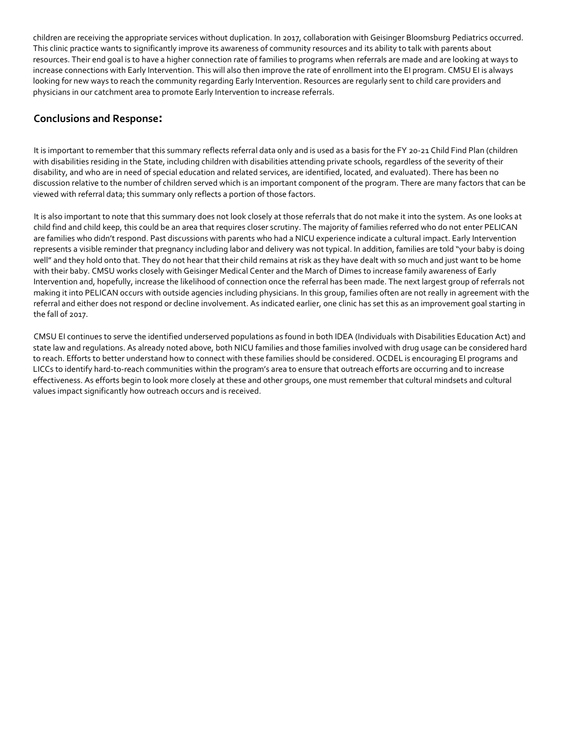children are receiving the appropriate services without duplication. In 2017, collaboration with Geisinger Bloomsburg Pediatrics occurred. This clinic practice wants to significantly improve its awareness of community resources and its ability to talk with parents about resources. Their end goal is to have a higher connection rate of families to programs when referrals are made and are looking at ways to increase connections with Early Intervention. This will also then improve the rate of enrollment into the EI program. CMSU EI is always looking for new ways to reach the community regarding Early Intervention. Resources are regularly sent to child care providers and physicians in our catchment area to promote Early Intervention to increase referrals.

## Conclusions and Response:

It is important to remember that this summary reflects referral data only and is used as a basis for the FY 20-21 Child Find Plan (children with disabilities residing in the State, including children with disabilities attending private schools, regardless of the severity of their disability, and who are in need of special education and related services, are identified, located, and evaluated). There has been no discussion relative to the number of children served which is an important component of the program. There are many factors that can be viewed with referral data; this summary only reflects a portion of those factors.

It is also important to note that this summary does not look closely at those referrals that do not make it into the system. As one looks at child find and child keep, this could be an area that requires closer scrutiny. The majority of families referred who do not enter PELICAN are families who didn't respond. Past discussions with parents who had a NICU experience indicate a cultural impact. Early Intervention represents a visible reminder that pregnancy including labor and delivery was not typical. In addition, families are told "your baby is doing well" and they hold onto that. They do not hear that their child remains at risk as they have dealt with so much and just want to be home with their baby. CMSU works closely with Geisinger Medical Center and the March of Dimes to increase family awareness of Early Intervention and, hopefully, increase the likelihood of connection once the referral has been made. The next largest group of referrals not making it into PELICAN occurs with outside agencies including physicians. In this group, families often are not really in agreement with the referral and either does not respond or decline involvement. As indicated earlier, one clinic has set this as an improvement goal starting in the fall of 2017.

CMSU EI continues to serve the identified underserved populations as found in both IDEA (Individuals with Disabilities Education Act) and state law and regulations. As already noted above, both NICU families and those families involved with drug usage can be considered hard to reach. Efforts to better understand how to connect with these families should be considered. OCDEL is encouraging EI programs and LICCs to identify hard-to-reach communities within the program's area to ensure that outreach efforts are occurring and to increase effectiveness. As efforts begin to look more closely at these and other groups, one must remember that cultural mindsets and cultural values impact significantly how outreach occurs and is received.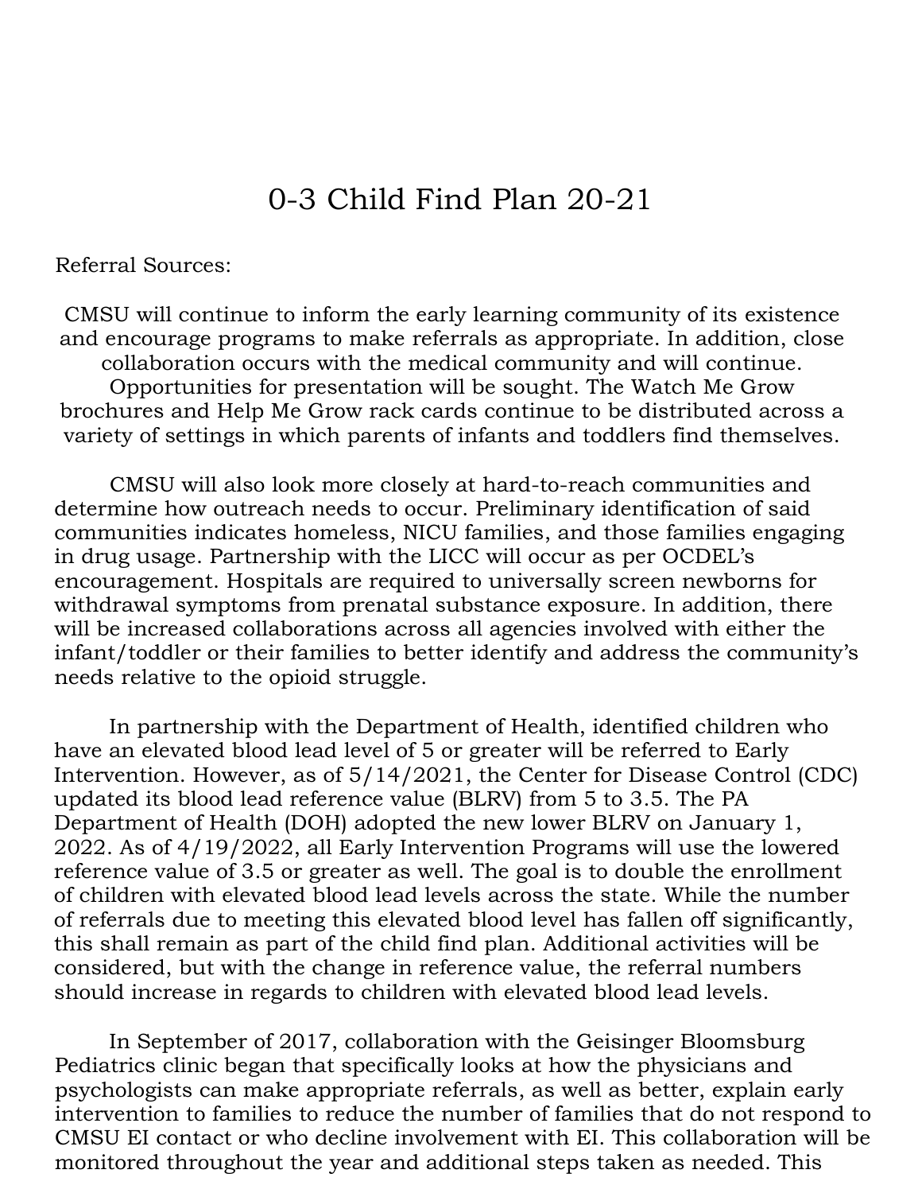# 0-3 Child Find Plan 20-21

Referral Sources:

CMSU will continue to inform the early learning community of its existence and encourage programs to make referrals as appropriate. In addition, close collaboration occurs with the medical community and will continue. Opportunities for presentation will be sought. The Watch Me Grow brochures and Help Me Grow rack cards continue to be distributed across a variety of settings in which parents of infants and toddlers find themselves.

CMSU will also look more closely at hard-to-reach communities and determine how outreach needs to occur. Preliminary identification of said communities indicates homeless, NICU families, and those families engaging in drug usage. Partnership with the LICC will occur as per OCDEL's encouragement. Hospitals are required to universally screen newborns for withdrawal symptoms from prenatal substance exposure. In addition, there will be increased collaborations across all agencies involved with either the infant/toddler or their families to better identify and address the community's needs relative to the opioid struggle.

In partnership with the Department of Health, identified children who have an elevated blood lead level of 5 or greater will be referred to Early Intervention. However, as of 5/14/2021, the Center for Disease Control (CDC) updated its blood lead reference value (BLRV) from 5 to 3.5. The PA Department of Health (DOH) adopted the new lower BLRV on January 1, 2022. As of 4/19/2022, all Early Intervention Programs will use the lowered reference value of 3.5 or greater as well. The goal is to double the enrollment of children with elevated blood lead levels across the state. While the number of referrals due to meeting this elevated blood level has fallen off significantly, this shall remain as part of the child find plan. Additional activities will be considered, but with the change in reference value, the referral numbers should increase in regards to children with elevated blood lead levels.

In September of 2017, collaboration with the Geisinger Bloomsburg Pediatrics clinic began that specifically looks at how the physicians and psychologists can make appropriate referrals, as well as better, explain early intervention to families to reduce the number of families that do not respond to CMSU EI contact or who decline involvement with EI. This collaboration will be monitored throughout the year and additional steps taken as needed. This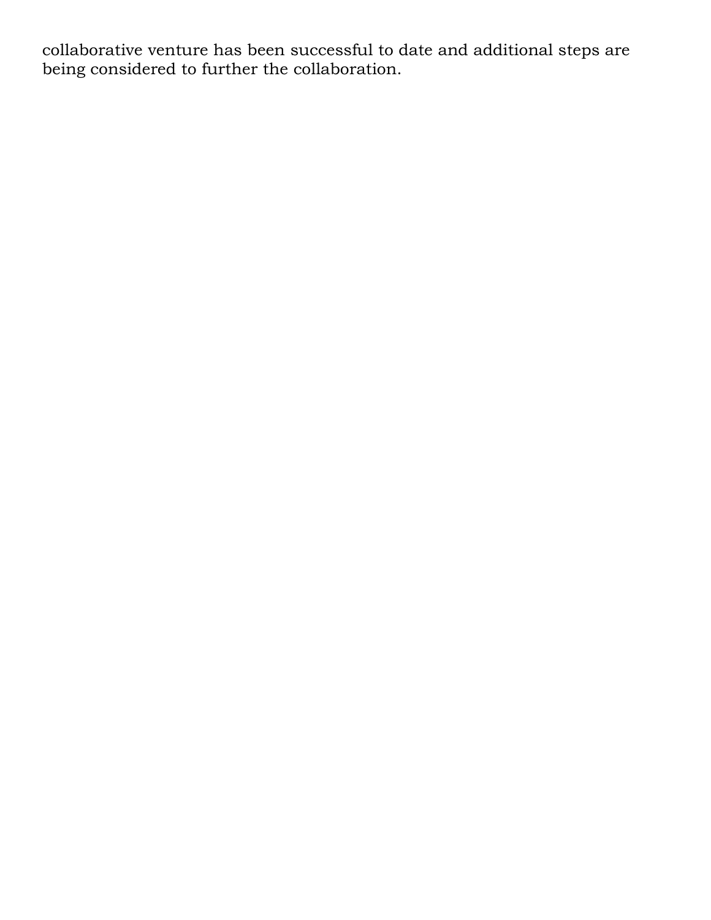collaborative venture has been successful to date and additional steps are being considered to further the collaboration.